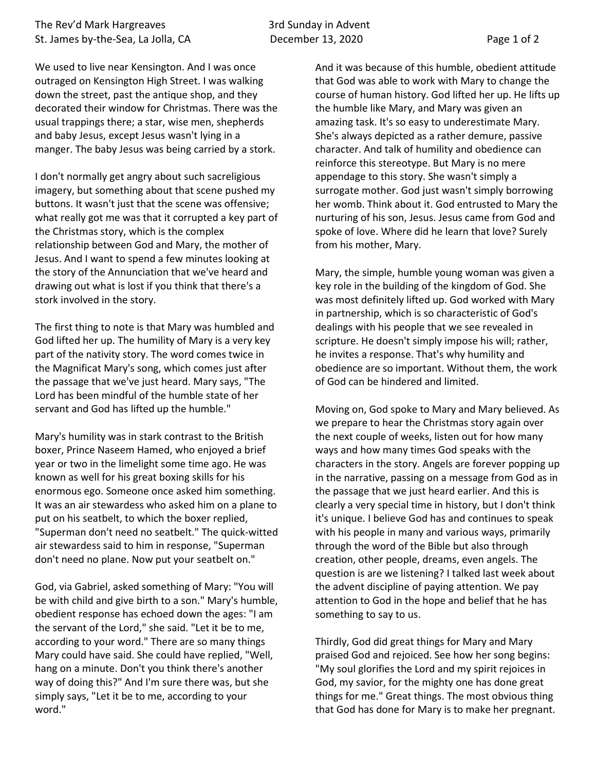We used to live near Kensington. And I was once outraged on Kensington High Street. I was walking down the street, past the antique shop, and they decorated their window for Christmas. There was the usual trappings there; a star, wise men, shepherds and baby Jesus, except Jesus wasn't lying in a manger. The baby Jesus was being carried by a stork.

I don't normally get angry about such sacreligious imagery, but something about that scene pushed my buttons. It wasn't just that the scene was offensive; what really got me was that it corrupted a key part of the Christmas story, which is the complex relationship between God and Mary, the mother of Jesus. And I want to spend a few minutes looking at the story of the Annunciation that we've heard and drawing out what is lost if you think that there's a stork involved in the story.

The first thing to note is that Mary was humbled and God lifted her up. The humility of Mary is a very key part of the nativity story. The word comes twice in the Magnificat Mary's song, which comes just after the passage that we've just heard. Mary says, "The Lord has been mindful of the humble state of her servant and God has lifted up the humble."

Mary's humility was in stark contrast to the British boxer, Prince Naseem Hamed, who enjoyed a brief year or two in the limelight some time ago. He was known as well for his great boxing skills for his enormous ego. Someone once asked him something. It was an air stewardess who asked him on a plane to put on his seatbelt, to which the boxer replied, "Superman don't need no seatbelt." The quick-witted air stewardess said to him in response, "Superman don't need no plane. Now put your seatbelt on."

God, via Gabriel, asked something of Mary: "You will be with child and give birth to a son." Mary's humble, obedient response has echoed down the ages: "I am the servant of the Lord," she said. "Let it be to me, according to your word." There are so many things Mary could have said. She could have replied, "Well, hang on a minute. Don't you think there's another way of doing this?" And I'm sure there was, but she simply says, "Let it be to me, according to your word."

And it was because of this humble, obedient attitude that God was able to work with Mary to change the course of human history. God lifted her up. He lifts up the humble like Mary, and Mary was given an amazing task. It's so easy to underestimate Mary. She's always depicted as a rather demure, passive character. And talk of humility and obedience can reinforce this stereotype. But Mary is no mere appendage to this story. She wasn't simply a surrogate mother. God just wasn't simply borrowing her womb. Think about it. God entrusted to Mary the nurturing of his son, Jesus. Jesus came from God and spoke of love. Where did he learn that love? Surely from his mother, Mary.

Mary, the simple, humble young woman was given a key role in the building of the kingdom of God. She was most definitely lifted up. God worked with Mary in partnership, which is so characteristic of God's dealings with his people that we see revealed in scripture. He doesn't simply impose his will; rather, he invites a response. That's why humility and obedience are so important. Without them, the work of God can be hindered and limited.

Moving on, God spoke to Mary and Mary believed. As we prepare to hear the Christmas story again over the next couple of weeks, listen out for how many ways and how many times God speaks with the characters in the story. Angels are forever popping up in the narrative, passing on a message from God as in the passage that we just heard earlier. And this is clearly a very special time in history, but I don't think it's unique. I believe God has and continues to speak with his people in many and various ways, primarily through the word of the Bible but also through creation, other people, dreams, even angels. The question is are we listening? I talked last week about the advent discipline of paying attention. We pay attention to God in the hope and belief that he has something to say to us.

Thirdly, God did great things for Mary and Mary praised God and rejoiced. See how her song begins: "My soul glorifies the Lord and my spirit rejoices in God, my savior, for the mighty one has done great things for me." Great things. The most obvious thing that God has done for Mary is to make her pregnant.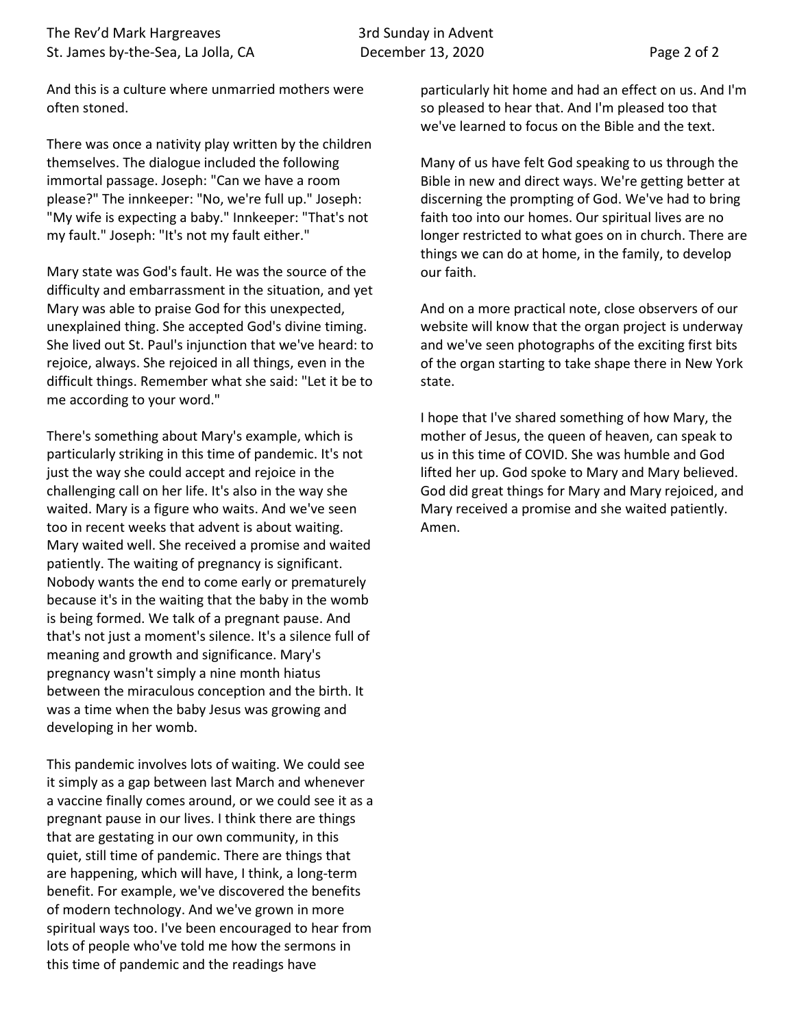And this is a culture where unmarried mothers were often stoned.

There was once a nativity play written by the children themselves. The dialogue included the following immortal passage. Joseph: "Can we have a room please?" The innkeeper: "No, we're full up." Joseph: "My wife is expecting a baby." Innkeeper: "That's not my fault." Joseph: "It's not my fault either."

Mary state was God's fault. He was the source of the difficulty and embarrassment in the situation, and yet Mary was able to praise God for this unexpected, unexplained thing. She accepted God's divine timing. She lived out St. Paul's injunction that we've heard: to rejoice, always. She rejoiced in all things, even in the difficult things. Remember what she said: "Let it be to me according to your word."

There's something about Mary's example, which is particularly striking in this time of pandemic. It's not just the way she could accept and rejoice in the challenging call on her life. It's also in the way she waited. Mary is a figure who waits. And we've seen too in recent weeks that advent is about waiting. Mary waited well. She received a promise and waited patiently. The waiting of pregnancy is significant. Nobody wants the end to come early or prematurely because it's in the waiting that the baby in the womb is being formed. We talk of a pregnant pause. And that's not just a moment's silence. It's a silence full of meaning and growth and significance. Mary's pregnancy wasn't simply a nine month hiatus between the miraculous conception and the birth. It was a time when the baby Jesus was growing and developing in her womb.

This pandemic involves lots of waiting. We could see it simply as a gap between last March and whenever a vaccine finally comes around, or we could see it as a pregnant pause in our lives. I think there are things that are gestating in our own community, in this quiet, still time of pandemic. There are things that are happening, which will have, I think, a long-term benefit. For example, we've discovered the benefits of modern technology. And we've grown in more spiritual ways too. I've been encouraged to hear from lots of people who've told me how the sermons in this time of pandemic and the readings have particularly hit home and had an effect on us. And I'm so pleased to hear that. And I'm pleased too that we've learned to focus on the Bible and the text.

Many of us have felt God speaking to us through the Bible in new and direct ways. We're getting better at discerning the prompting of God. We've had to bring faith too into our homes. Our spiritual lives are no longer restricted to what goes on in church. There are things we can do at home, in the family, to develop our faith.

And on a more practical note, close observers of our website will know that the organ project is underway and we've seen photographs of the exciting first bits of the organ starting to take shape there in New York state.

I hope that I've shared something of how Mary, the mother of Jesus, the queen of heaven, can speak to us in this time of COVID. She was humble and God lifted her up. God spoke to Mary and Mary believed. God did great things for Mary and Mary rejoiced, and Mary received a promise and she waited patiently. Amen.